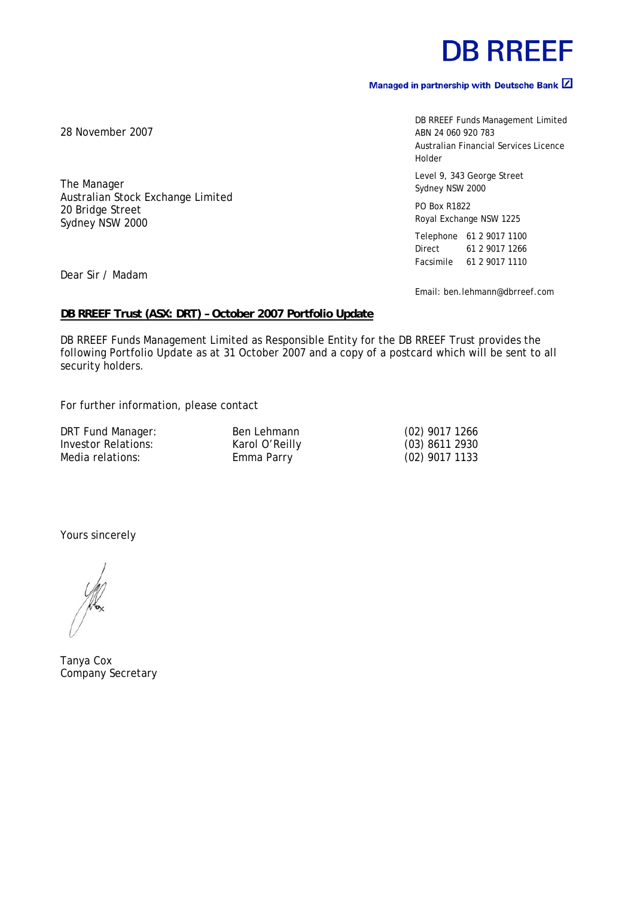# DB RREEF

**Managed in partnership with Deutsche Bank**

DB RREEF Funds Management Limited
ABN 24 060 920 783
Australian Financial Services Licence Holder

Level 9, 343 George Street
Sydney NSW 2000

PO Box R1822
Royal Exchange NSW 1225

Telephone 61 2 9017 1100
Direct 61 2 9017 1266
Facsimile 61 2 9017 1110

Email: ben.lehmann@dbrreef.com

28 November 2007

The Manager
Australian Stock Exchange Limited
20 Bridge Street
Sydney NSW 2000

Dear Sir / Madam

**DB RREEF Trust (ASX: DRT) – October 2007 Portfolio Update**

DB RREEF Funds Management Limited as Responsible Entity for the DB RREEF Trust provides the following Portfolio Update as at 31 October 2007 and a copy of a postcard which will be sent to all security holders.

For further information, please contact

| | | |
|---|---|---|
| DRT Fund Manager: | Ben Lehmann | (02) 9017 1266 |
| Investor Relations: | Karol O'Reilly | (03) 8611 2930 |
| Media relations: | Emma Parry | (02) 9017 1133 |

Yours sincerely

Tanya Cox
Company Secretary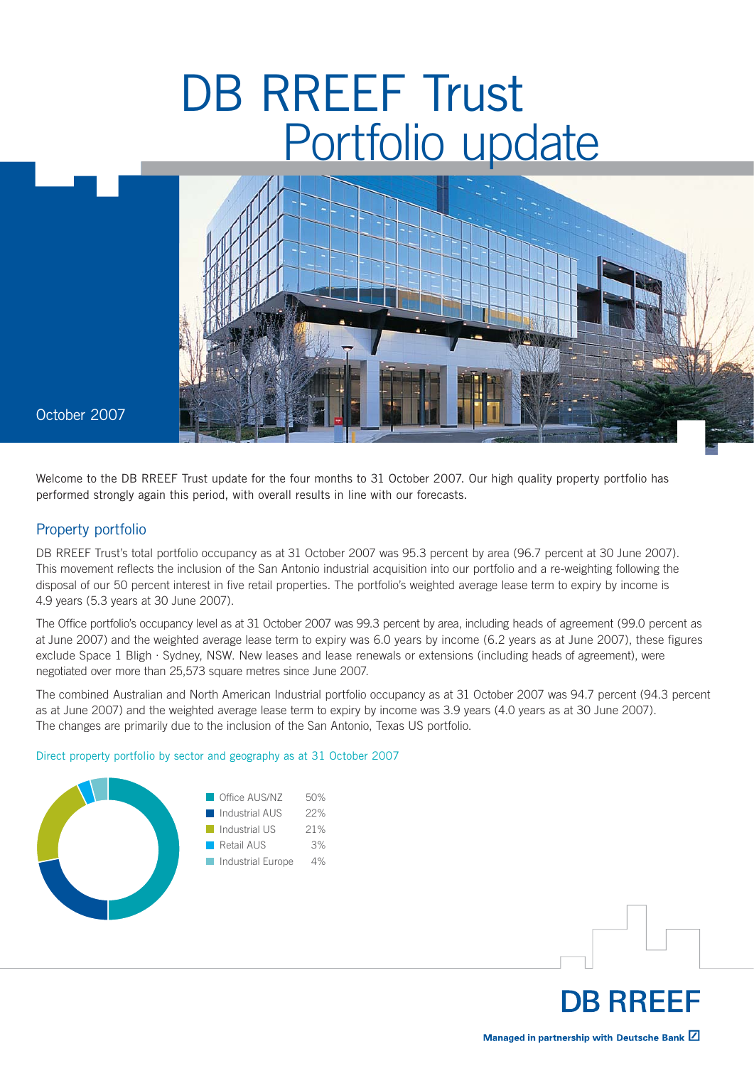# DB RREEF Trust
## Portfolio update

October 2007

Welcome to the DB RREEF Trust update for the four months to 31 October 2007. Our high quality property portfolio has performed strongly again this period, with overall results in line with our forecasts.

## Property portfolio

DB RREEF Trust's total portfolio occupancy as at 31 October 2007 was 95.3 percent by area (96.7 percent at 30 June 2007). This movement reflects the inclusion of the San Antonio industrial acquisition into our portfolio and a re-weighting following the disposal of our 50 percent interest in five retail properties. The portfolio's weighted average lease term to expiry by income is 4.9 years (5.3 years at 30 June 2007).

The Office portfolio's occupancy level as at 31 October 2007 was 99.3 percent by area, including heads of agreement (99.0 percent as at June 2007) and the weighted average lease term to expiry was 6.0 years by income (6.2 years as at June 2007), these figures exclude Space 1 Bligh · Sydney, NSW. New leases and lease renewals or extensions (including heads of agreement), were negotiated over more than 25,573 square metres since June 2007.

The combined Australian and North American Industrial portfolio occupancy as at 31 October 2007 was 94.7 percent (94.3 percent as at June 2007) and the weighted average lease term to expiry by income was 3.9 years (4.0 years as at 30 June 2007). The changes are primarily due to the inclusion of the San Antonio, Texas US portfolio.

Direct property portfolio by sector and geography as at 31 October 2007

| Sector | Share |
| --- | --- |
| Office AUS/NZ | 50% |
| Industrial AUS | 22% |
| Industrial US | 21% |
| Retail AUS | 3% |
| Industrial Europe | 4% |

DB RREEF

Managed in partnership with Deutsche Bank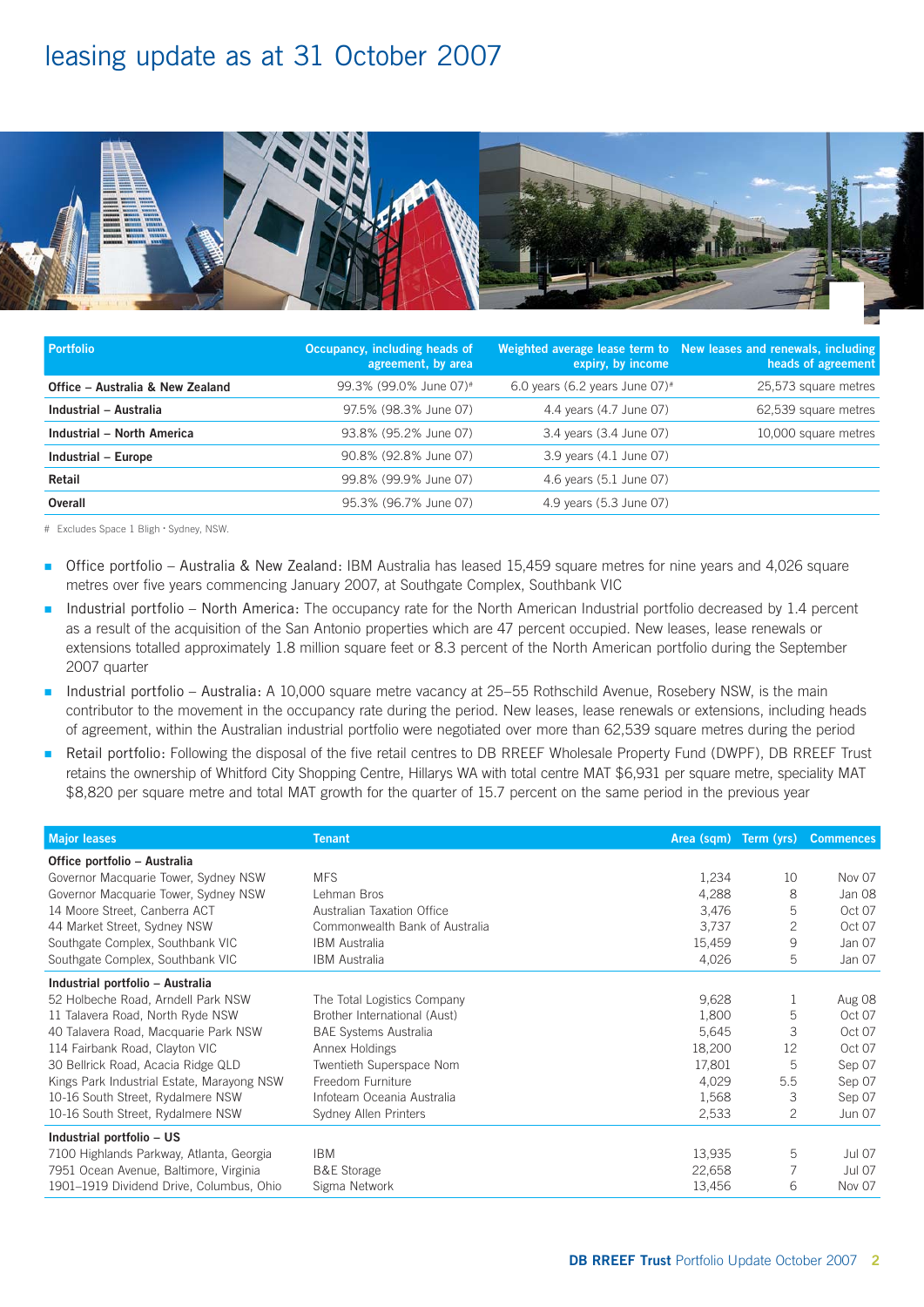# leasing update as at 31 October 2007

| Portfolio | Occupancy, including heads of agreement, by area | Weighted average lease term to expiry, by income | New leases and renewals, including heads of agreement |
|---|---|---|---|
| Office – Australia & New Zealand | 99.3% (99.0% June 07)# | 6.0 years (6.2 years June 07)# | 25,573 square metres |
| Industrial – Australia | 97.5% (98.3% June 07) | 4.4 years (4.7 June 07) | 62,539 square metres |
| Industrial – North America | 93.8% (95.2% June 07) | 3.4 years (3.4 June 07) | 10,000 square metres |
| Industrial – Europe | 90.8% (92.8% June 07) | 3.9 years (4.1 June 07) | |
| Retail | 99.8% (99.9% June 07) | 4.6 years (5.1 June 07) | |
| Overall | 95.3% (96.7% June 07) | 4.9 years (5.3 June 07) | |

# Excludes Space 1 Bligh · Sydney, NSW.

- Office portfolio – Australia & New Zealand: IBM Australia has leased 15,459 square metres for nine years and 4,026 square metres over five years commencing January 2007, at Southgate Complex, Southbank VIC
- Industrial portfolio – North America: The occupancy rate for the North American Industrial portfolio decreased by 1.4 percent as a result of the acquisition of the San Antonio properties which are 47 percent occupied. New leases, lease renewals or extensions totalled approximately 1.8 million square feet or 8.3 percent of the North American portfolio during the September 2007 quarter
- Industrial portfolio – Australia: A 10,000 square metre vacancy at 25–55 Rothschild Avenue, Rosebery NSW, is the main contributor to the movement in the occupancy rate during the period. New leases, lease renewals or extensions, including heads of agreement, within the Australian industrial portfolio were negotiated over more than 62,539 square metres during the period
- Retail portfolio: Following the disposal of the five retail centres to DB RREEF Wholesale Property Fund (DWPF), DB RREEF Trust retains the ownership of Whitford City Shopping Centre, Hillarys WA with total centre MAT $6,931 per square metre, speciality MAT $8,820 per square metre and total MAT growth for the quarter of 15.7 percent on the same period in the previous year

| Major leases | Tenant | Area (sqm) | Term (yrs) | Commences |
|---|---|---|---|---|
| **Office portfolio – Australia** | | | | |
| Governor Macquarie Tower, Sydney NSW | MFS | 1,234 | 10 | Nov 07 |
| Governor Macquarie Tower, Sydney NSW | Lehman Bros | 4,288 | 8 | Jan 08 |
| 14 Moore Street, Canberra ACT | Australian Taxation Office | 3,476 | 5 | Oct 07 |
| 44 Market Street, Sydney NSW | Commonwealth Bank of Australia | 3,737 | 2 | Oct 07 |
| Southgate Complex, Southbank VIC | IBM Australia | 15,459 | 9 | Jan 07 |
| Southgate Complex, Southbank VIC | IBM Australia | 4,026 | 5 | Jan 07 |
| **Industrial portfolio – Australia** | | | | |
| 52 Holbeche Road, Arndell Park NSW | The Total Logistics Company | 9,628 | 1 | Aug 08 |
| 11 Talavera Road, North Ryde NSW | Brother International (Aust) | 1,800 | 5 | Oct 07 |
| 40 Talavera Road, Macquarie Park NSW | BAE Systems Australia | 5,645 | 3 | Oct 07 |
| 114 Fairbank Road, Clayton VIC | Annex Holdings | 18,200 | 12 | Oct 07 |
| 30 Bellrick Road, Acacia Ridge QLD | Twentieth Superspace Nom | 17,801 | 5 | Sep 07 |
| Kings Park Industrial Estate, Marayong NSW | Freedom Furniture | 4,029 | 5.5 | Sep 07 |
| 10-16 South Street, Rydalmere NSW | Infoteam Oceania Australia | 1,568 | 3 | Sep 07 |
| 10-16 South Street, Rydalmere NSW | Sydney Allen Printers | 2,533 | 2 | Jun 07 |
| **Industrial portfolio – US** | | | | |
| 7100 Highlands Parkway, Atlanta, Georgia | IBM | 13,935 | 5 | Jul 07 |
| 7951 Ocean Avenue, Baltimore, Virginia | B&E Storage | 22,658 | 7 | Jul 07 |
| 1901–1919 Dividend Drive, Columbus, Ohio | Sigma Network | 13,456 | 6 | Nov 07 |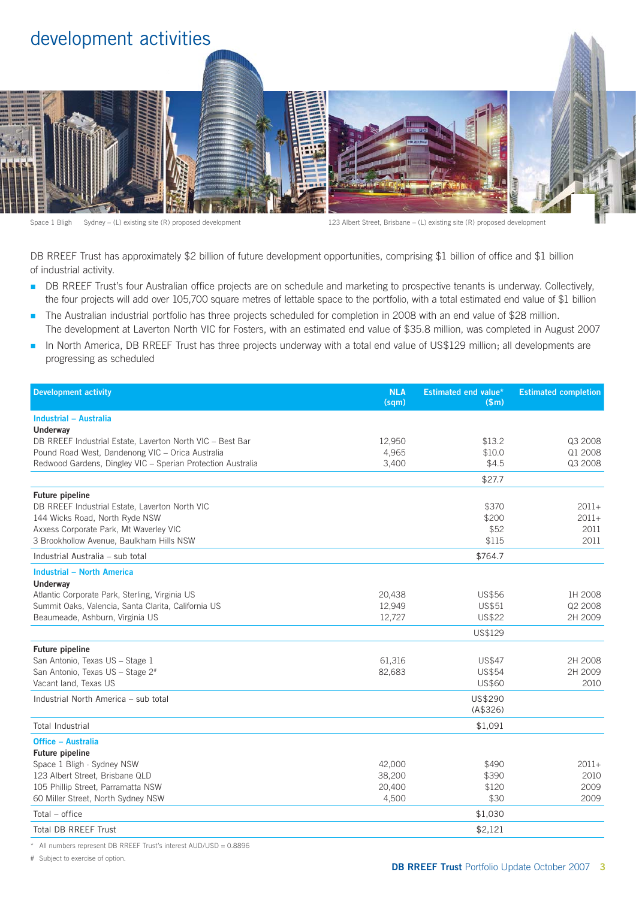# development activities

Space 1 Bligh Sydney – (L) existing site (R) proposed development

123 Albert Street, Brisbane – (L) existing site (R) proposed development

DB RREEF Trust has approximately $2 billion of future development opportunities, comprising $1 billion of office and $1 billion of industrial activity.

- DB RREEF Trust's four Australian office projects are on schedule and marketing to prospective tenants is underway. Collectively, the four projects will add over 105,700 square metres of lettable space to the portfolio, with a total estimated end value of $1 billion
- The Australian industrial portfolio has three projects scheduled for completion in 2008 with an end value of $28 million. The development at Laverton North VIC for Fosters, with an estimated end value of $35.8 million, was completed in August 2007
- In North America, DB RREEF Trust has three projects underway with a total end value of US$129 million; all developments are progressing as scheduled

| Development activity | NLA (sqm) | Estimated end value* ($m) | Estimated completion |
|---|---|---|---|
| **Industrial – Australia** | | | |
| **Underway** | | | |
| DB RREEF Industrial Estate, Laverton North VIC – Best Bar | 12,950 | $13.2 | Q3 2008 |
| Pound Road West, Dandenong VIC – Orica Australia | 4,965 | $10.0 | Q1 2008 |
| Redwood Gardens, Dingley VIC – Sperian Protection Australia | 3,400 | $4.5 | Q3 2008 |
| | | $27.7 | |
| **Future pipeline** | | | |
| DB RREEF Industrial Estate, Laverton North VIC | | $370 | 2011+ |
| 144 Wicks Road, North Ryde NSW | | $200 | 2011+ |
| Axxess Corporate Park, Mt Waverley VIC | | $52 | 2011 |
| 3 Brookhollow Avenue, Baulkham Hills NSW | | $115 | 2011 |
| Industrial Australia – sub total | | $764.7 | |
| **Industrial – North America** | | | |
| **Underway** | | | |
| Atlantic Corporate Park, Sterling, Virginia US | 20,438 | US$56 | 1H 2008 |
| Summit Oaks, Valencia, Santa Clarita, California US | 12,949 | US$51 | Q2 2008 |
| Beaumeade, Ashburn, Virginia US | 12,727 | US$22 | 2H 2009 |
| | | US$129 | |
| **Future pipeline** | | | |
| San Antonio, Texas US – Stage 1 | 61,316 | US$47 | 2H 2008 |
| San Antonio, Texas US – Stage 2# | 82,683 | US$54 | 2H 2009 |
| Vacant land, Texas US | | US$60 | 2010 |
| Industrial North America – sub total | | US$290 (A$326) | |
| Total Industrial | | $1,091 | |
| **Office – Australia** | | | |
| **Future pipeline** | | | |
| Space 1 Bligh · Sydney NSW | 42,000 | $490 | 2011+ |
| 123 Albert Street, Brisbane QLD | 38,200 | $390 | 2010 |
| 105 Phillip Street, Parramatta NSW | 20,400 | $120 | 2009 |
| 60 Miller Street, North Sydney NSW | 4,500 | $30 | 2009 |
| Total – office | | $1,030 | |
| Total DB RREEF Trust | | $2,121 | |

\* All numbers represent DB RREEF Trust's interest AUD/USD = 0.8896

\# Subject to exercise of option.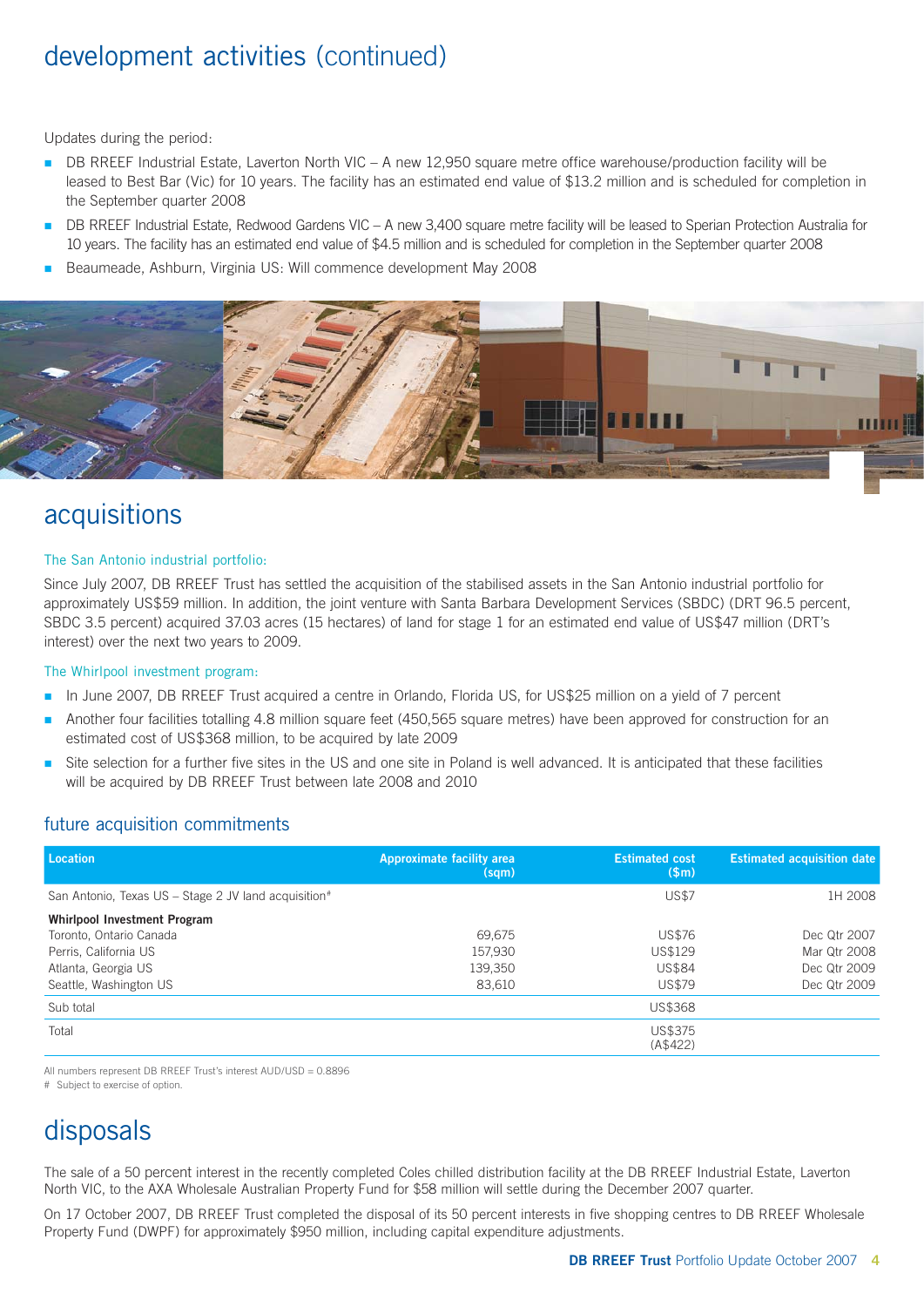# development activities (continued)

Updates during the period:

- DB RREEF Industrial Estate, Laverton North VIC – A new 12,950 square metre office warehouse/production facility will be leased to Best Bar (Vic) for 10 years. The facility has an estimated end value of $13.2 million and is scheduled for completion in the September quarter 2008
- DB RREEF Industrial Estate, Redwood Gardens VIC – A new 3,400 square metre facility will be leased to Sperian Protection Australia for 10 years. The facility has an estimated end value of $4.5 million and is scheduled for completion in the September quarter 2008
- Beaumeade, Ashburn, Virginia US: Will commence development May 2008

# acquisitions

### The San Antonio industrial portfolio:

Since July 2007, DB RREEF Trust has settled the acquisition of the stabilised assets in the San Antonio industrial portfolio for approximately US$59 million. In addition, the joint venture with Santa Barbara Development Services (SBDC) (DRT 96.5 percent, SBDC 3.5 percent) acquired 37.03 acres (15 hectares) of land for stage 1 for an estimated end value of US$47 million (DRT's interest) over the next two years to 2009.

### The Whirlpool investment program:

- In June 2007, DB RREEF Trust acquired a centre in Orlando, Florida US, for US$25 million on a yield of 7 percent
- Another four facilities totalling 4.8 million square feet (450,565 square metres) have been approved for construction for an estimated cost of US$368 million, to be acquired by late 2009
- Site selection for a further five sites in the US and one site in Poland is well advanced. It is anticipated that these facilities will be acquired by DB RREEF Trust between late 2008 and 2010

## future acquisition commitments

| Location | Approximate facility area (sqm) | Estimated cost ($m) | Estimated acquisition date |
|---|---|---|---|
| San Antonio, Texas US – Stage 2 JV land acquisition# | | US$7 | 1H 2008 |
| **Whirlpool Investment Program** | | | |
| Toronto, Ontario Canada | 69,675 | US$76 | Dec Qtr 2007 |
| Perris, California US | 157,930 | US$129 | Mar Qtr 2008 |
| Atlanta, Georgia US | 139,350 | US$84 | Dec Qtr 2009 |
| Seattle, Washington US | 83,610 | US$79 | Dec Qtr 2009 |
| Sub total | | US$368 | |
| Total | | US$375 (A$422) | |

All numbers represent DB RREEF Trust's interest AUD/USD = 0.8896

# Subject to exercise of option.

# disposals

The sale of a 50 percent interest in the recently completed Coles chilled distribution facility at the DB RREEF Industrial Estate, Laverton North VIC, to the AXA Wholesale Australian Property Fund for $58 million will settle during the December 2007 quarter.

On 17 October 2007, DB RREEF Trust completed the disposal of its 50 percent interests in five shopping centres to DB RREEF Wholesale Property Fund (DWPF) for approximately $950 million, including capital expenditure adjustments.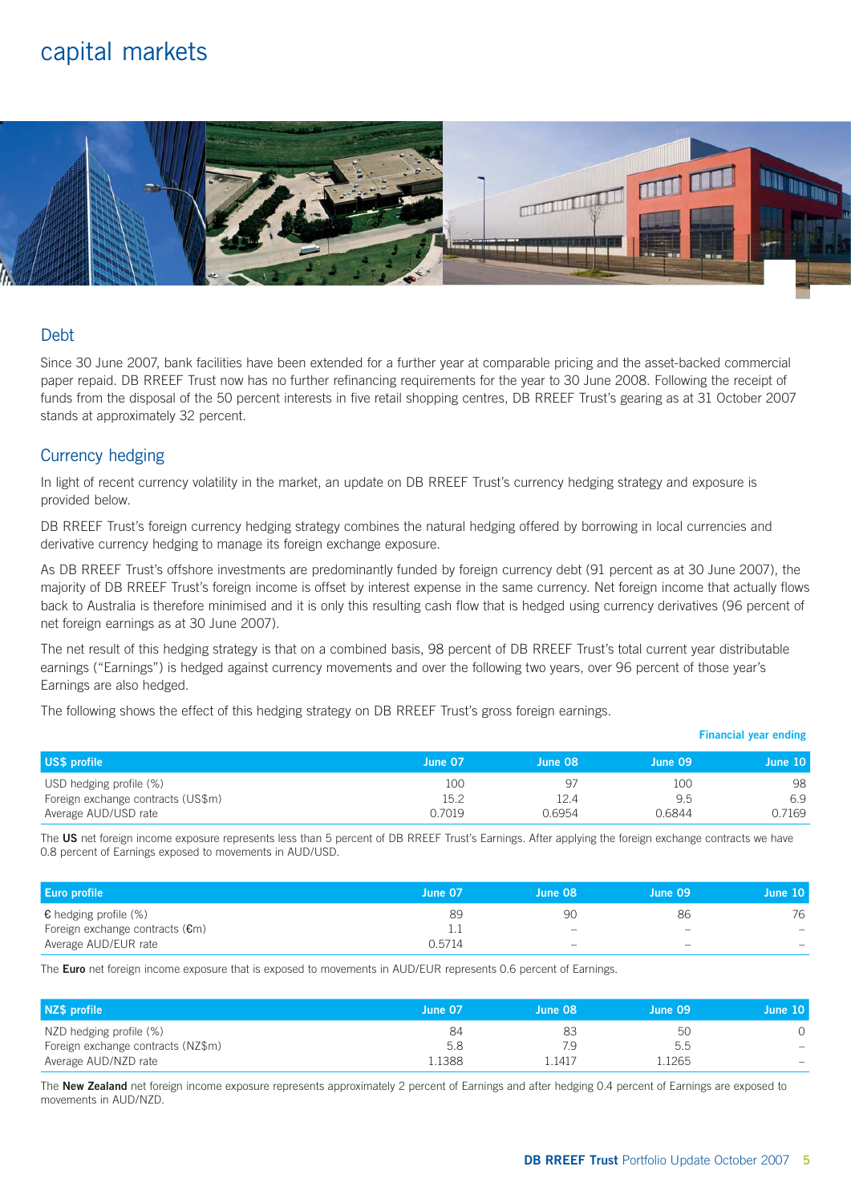# capital markets

## Debt

Since 30 June 2007, bank facilities have been extended for a further year at comparable pricing and the asset-backed commercial paper repaid. DB RREEF Trust now has no further refinancing requirements for the year to 30 June 2008. Following the receipt of funds from the disposal of the 50 percent interests in five retail shopping centres, DB RREEF Trust's gearing as at 31 October 2007 stands at approximately 32 percent.

## Currency hedging

In light of recent currency volatility in the market, an update on DB RREEF Trust's currency hedging strategy and exposure is provided below.

DB RREEF Trust's foreign currency hedging strategy combines the natural hedging offered by borrowing in local currencies and derivative currency hedging to manage its foreign exchange exposure.

As DB RREEF Trust's offshore investments are predominantly funded by foreign currency debt (91 percent as at 30 June 2007), the majority of DB RREEF Trust's foreign income is offset by interest expense in the same currency. Net foreign income that actually flows back to Australia is therefore minimised and it is only this resulting cash flow that is hedged using currency derivatives (96 percent of net foreign earnings as at 30 June 2007).

The net result of this hedging strategy is that on a combined basis, 98 percent of DB RREEF Trust's total current year distributable earnings ("Earnings") is hedged against currency movements and over the following two years, over 96 percent of those year's Earnings are also hedged.

The following shows the effect of this hedging strategy on DB RREEF Trust's gross foreign earnings.

**Financial year ending**

| US$ profile | June 07 | June 08 | June 09 | June 10 |
|---|---|---|---|---|
| USD hedging profile (%) | 100 | 97 | 100 | 98 |
| Foreign exchange contracts (US$m) | 15.2 | 12.4 | 9.5 | 6.9 |
| Average AUD/USD rate | 0.7019 | 0.6954 | 0.6844 | 0.7169 |

The **US** net foreign income exposure represents less than 5 percent of DB RREEF Trust's Earnings. After applying the foreign exchange contracts we have 0.8 percent of Earnings exposed to movements in AUD/USD.

| Euro profile | June 07 | June 08 | June 09 | June 10 |
|---|---|---|---|---|
| € hedging profile (%) | 89 | 90 | 86 | 76 |
| Foreign exchange contracts (€m) | 1.1 | – | – | – |
| Average AUD/EUR rate | 0.5714 | – | – | – |

The **Euro** net foreign income exposure that is exposed to movements in AUD/EUR represents 0.6 percent of Earnings.

| NZ$ profile | June 07 | June 08 | June 09 | June 10 |
|---|---|---|---|---|
| NZD hedging profile (%) | 84 | 83 | 50 | 0 |
| Foreign exchange contracts (NZ$m) | 5.8 | 7.9 | 5.5 | – |
| Average AUD/NZD rate | 1.1388 | 1.1417 | 1.1265 | – |

The **New Zealand** net foreign income exposure represents approximately 2 percent of Earnings and after hedging 0.4 percent of Earnings are exposed to movements in AUD/NZD.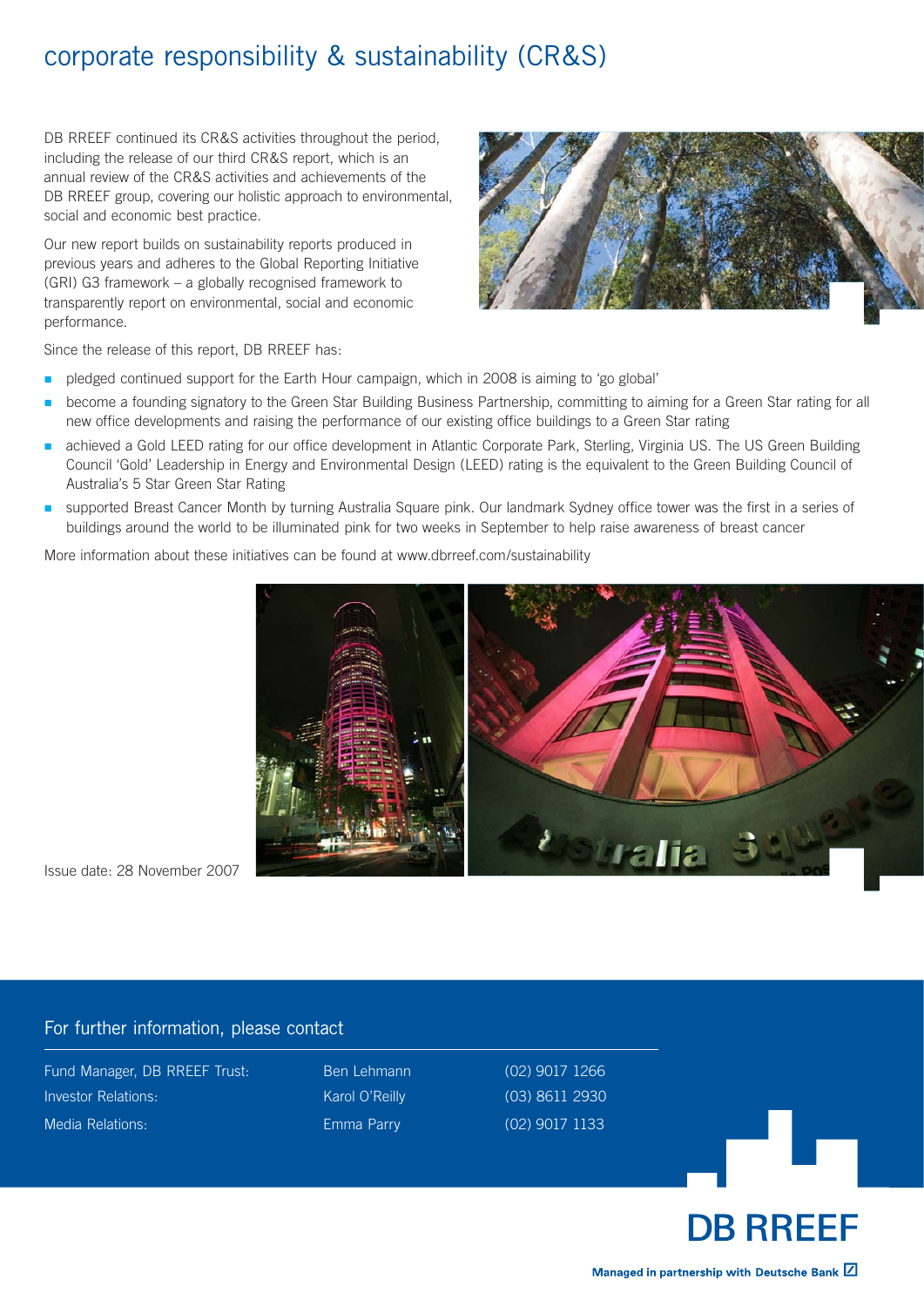# corporate responsibility & sustainability (CR&S)

DB RREEF continued its CR&S activities throughout the period, including the release of our third CR&S report, which is an annual review of the CR&S activities and achievements of the DB RREEF group, covering our holistic approach to environmental, social and economic best practice.

Our new report builds on sustainability reports produced in previous years and adheres to the Global Reporting Initiative (GRI) G3 framework – a globally recognised framework to transparently report on environmental, social and economic performance.

Since the release of this report, DB RREEF has:

- pledged continued support for the Earth Hour campaign, which in 2008 is aiming to 'go global'
- become a founding signatory to the Green Star Building Business Partnership, committing to aiming for a Green Star rating for all new office developments and raising the performance of our existing office buildings to a Green Star rating
- achieved a Gold LEED rating for our office development in Atlantic Corporate Park, Sterling, Virginia US. The US Green Building Council 'Gold' Leadership in Energy and Environmental Design (LEED) rating is the equivalent to the Green Building Council of Australia's 5 Star Green Star Rating
- supported Breast Cancer Month by turning Australia Square pink. Our landmark Sydney office tower was the first in a series of buildings around the world to be illuminated pink for two weeks in September to help raise awareness of breast cancer

More information about these initiatives can be found at www.dbrreef.com/sustainability

Issue date: 28 November 2007

## For further information, please contact

| | | |
|---|---|---|
| Fund Manager, DB RREEF Trust: | Ben Lehmann | (02) 9017 1266 |
| Investor Relations: | Karol O'Reilly | (03) 8611 2930 |
| Media Relations: | Emma Parry | (02) 9017 1133 |

**DB RREEF**

Managed in partnership with Deutsche Bank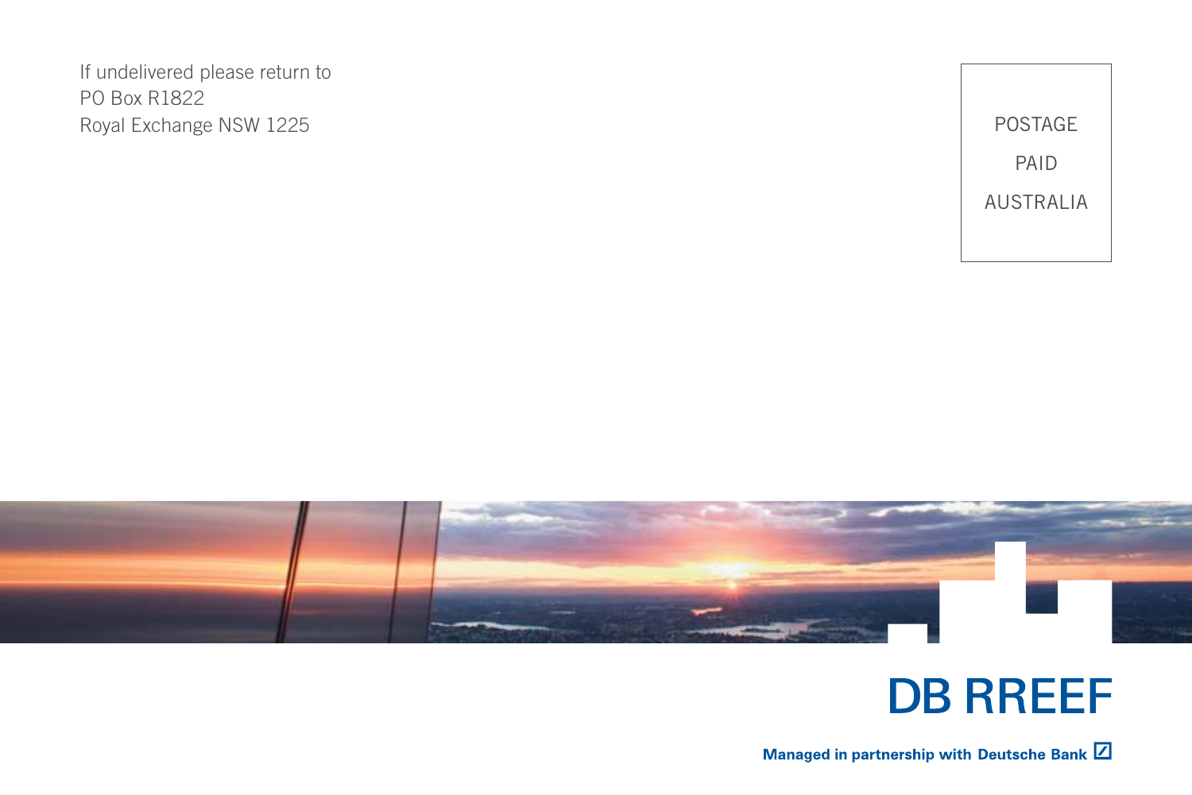If undelivered please return to
PO Box R1822
Royal Exchange NSW 1225

POSTAGE
PAID
AUSTRALIA

DB RREEF

**Managed in partnership with Deutsche Bank**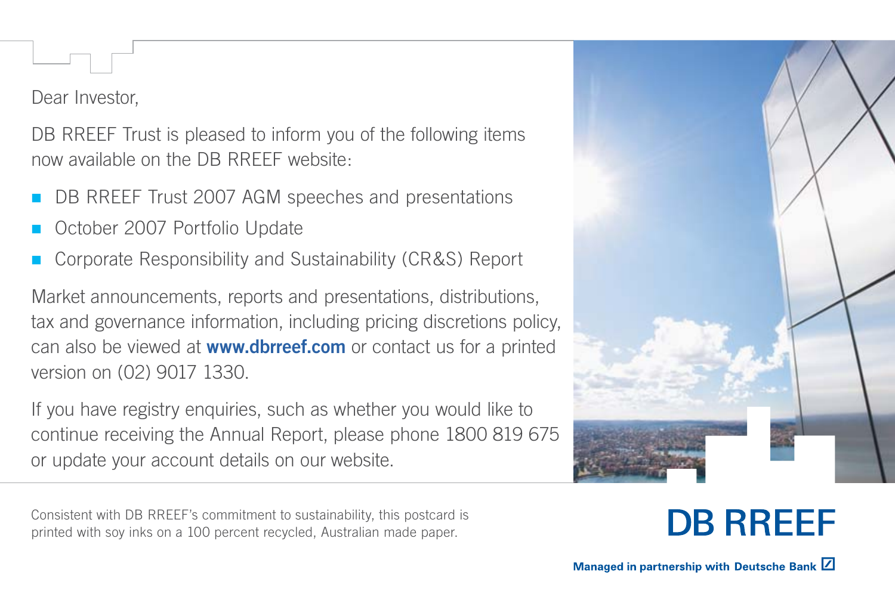Dear Investor,

DB RREEF Trust is pleased to inform you of the following items now available on the DB RREEF website:

- DB RREEF Trust 2007 AGM speeches and presentations
- October 2007 Portfolio Update
- Corporate Responsibility and Sustainability (CR&S) Report

Market announcements, reports and presentations, distributions, tax and governance information, including pricing discretions policy, can also be viewed at **www.dbrreef.com** or contact us for a printed version on (02) 9017 1330.

If you have registry enquiries, such as whether you would like to continue receiving the Annual Report, please phone 1800 819 675 or update your account details on our website.

Consistent with DB RREEF's commitment to sustainability, this postcard is printed with soy inks on a 100 percent recycled, Australian made paper.

**DB RREEF**

**Managed in partnership with Deutsche Bank**